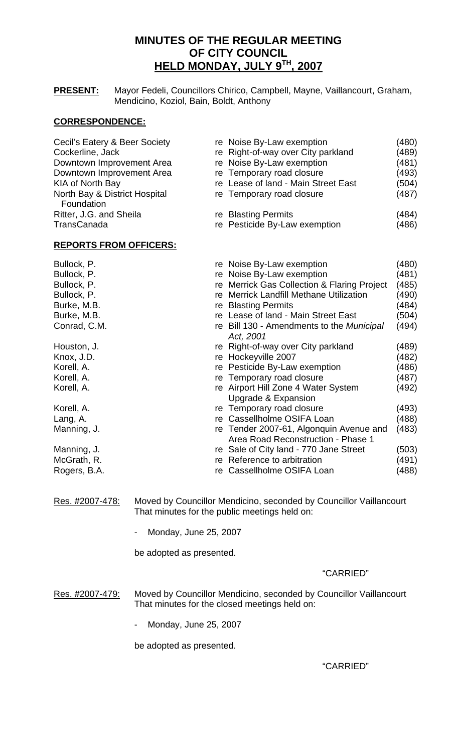# MINUTES OF THE REGULAR MEETING OF CITY COUNCIL HELD MONDAY, JULY 9TH, 2007

**PRESENT:** Mayor Fedeli, Councillors Chirico, Campbell, Mayne, Vaillancourt, Graham, Mendicino, Koziol, Bain, Boldt, Anthony

## CORRESPONDENCE:

| | | |
|---|---|---|
| Cecil's Eatery & Beer Society | re Noise By-Law exemption | (480) |
| Cockerline, Jack | re Right-of-way over City parkland | (489) |
| Downtown Improvement Area | re Noise By-Law exemption | (481) |
| Downtown Improvement Area | re Temporary road closure | (493) |
| KIA of North Bay | re Lease of land - Main Street East | (504) |
| North Bay & District Hospital Foundation | re Temporary road closure | (487) |
| Ritter, J.G. and Sheila | re Blasting Permits | (484) |
| TransCanada | re Pesticide By-Law exemption | (486) |

## REPORTS FROM OFFICERS:

| | | |
|---|---|---|
| Bullock, P. | re Noise By-Law exemption | (480) |
| Bullock, P. | re Noise By-Law exemption | (481) |
| Bullock, P. | re Merrick Gas Collection & Flaring Project | (485) |
| Bullock, P. | re Merrick Landfill Methane Utilization | (490) |
| Burke, M.B. | re Blasting Permits | (484) |
| Burke, M.B. | re Lease of land - Main Street East | (504) |
| Conrad, C.M. | re Bill 130 - Amendments to the *Municipal Act, 2001* | (494) |
| Houston, J. | re Right-of-way over City parkland | (489) |
| Knox, J.D. | re Hockeyville 2007 | (482) |
| Korell, A. | re Pesticide By-Law exemption | (486) |
| Korell, A. | re Temporary road closure | (487) |
| Korell, A. | re Airport Hill Zone 4 Water System Upgrade & Expansion | (492) |
| Korell, A. | re Temporary road closure | (493) |
| Lang, A. | re Cassellholme OSIFA Loan | (488) |
| Manning, J. | re Tender 2007-61, Algonquin Avenue and Area Road Reconstruction - Phase 1 | (483) |
| Manning, J. | re Sale of City land - 770 Jane Street | (503) |
| McGrath, R. | re Reference to arbitration | (491) |
| Rogers, B.A. | re Cassellholme OSIFA Loan | (488) |

Res. #2007-478: Moved by Councillor Mendicino, seconded by Councillor Vaillancourt That minutes for the public meetings held on:

- Monday, June 25, 2007

be adopted as presented.

"CARRIED"

Res. #2007-479: Moved by Councillor Mendicino, seconded by Councillor Vaillancourt That minutes for the closed meetings held on:

- Monday, June 25, 2007

be adopted as presented.

"CARRIED"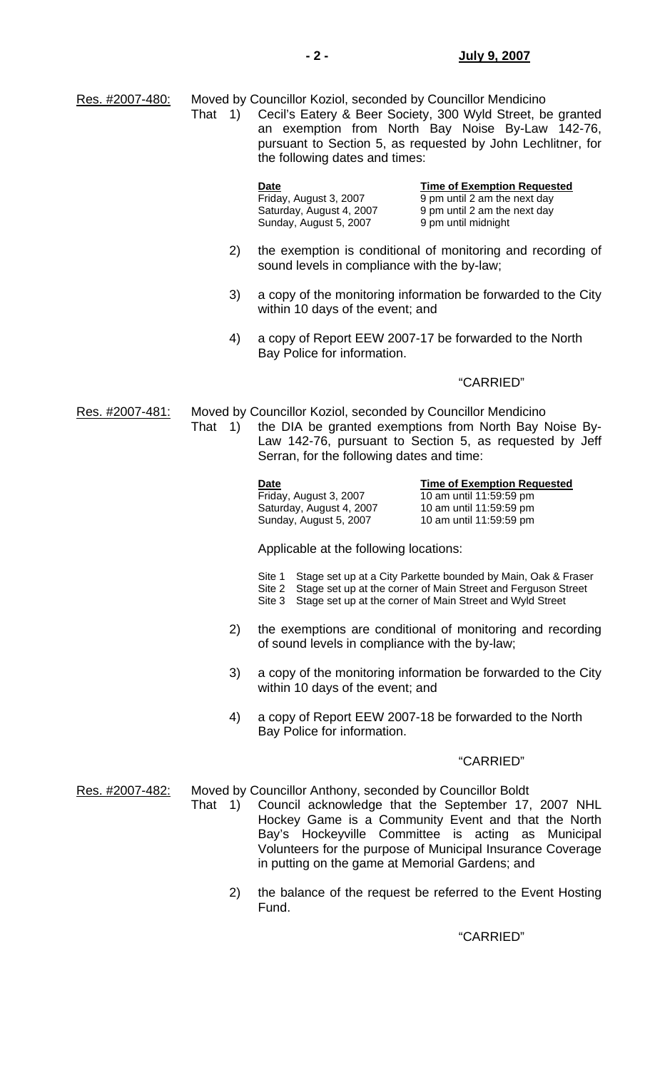Res. #2007-480: Moved by Councillor Koziol, seconded by Councillor Mendicino

That 1) Cecil's Eatery & Beer Society, 300 Wyld Street, be granted an exemption from North Bay Noise By-Law 142-76, pursuant to Section 5, as requested by John Lechlitner, for the following dates and times:

| Date | Time of Exemption Requested |
|---|---|
| Friday, August 3, 2007 | 9 pm until 2 am the next day |
| Saturday, August 4, 2007 | 9 pm until 2 am the next day |
| Sunday, August 5, 2007 | 9 pm until midnight |

2) the exemption is conditional of monitoring and recording of sound levels in compliance with the by-law;

3) a copy of the monitoring information be forwarded to the City within 10 days of the event; and

4) a copy of Report EEW 2007-17 be forwarded to the North Bay Police for information.

"CARRIED"

Res. #2007-481: Moved by Councillor Koziol, seconded by Councillor Mendicino

That 1) the DIA be granted exemptions from North Bay Noise By-Law 142-76, pursuant to Section 5, as requested by Jeff Serran, for the following dates and time:

| Date | Time of Exemption Requested |
|---|---|
| Friday, August 3, 2007 | 10 am until 11:59:59 pm |
| Saturday, August 4, 2007 | 10 am until 11:59:59 pm |
| Sunday, August 5, 2007 | 10 am until 11:59:59 pm |

Applicable at the following locations:

Site 1 Stage set up at a City Parkette bounded by Main, Oak & Fraser
Site 2 Stage set up at the corner of Main Street and Ferguson Street
Site 3 Stage set up at the corner of Main Street and Wyld Street

2) the exemptions are conditional of monitoring and recording of sound levels in compliance with the by-law;

3) a copy of the monitoring information be forwarded to the City within 10 days of the event; and

4) a copy of Report EEW 2007-18 be forwarded to the North Bay Police for information.

"CARRIED"

Res. #2007-482: Moved by Councillor Anthony, seconded by Councillor Boldt

That 1) Council acknowledge that the September 17, 2007 NHL Hockey Game is a Community Event and that the North Bay's Hockeyville Committee is acting as Municipal Volunteers for the purpose of Municipal Insurance Coverage in putting on the game at Memorial Gardens; and

2) the balance of the request be referred to the Event Hosting Fund.

"CARRIED"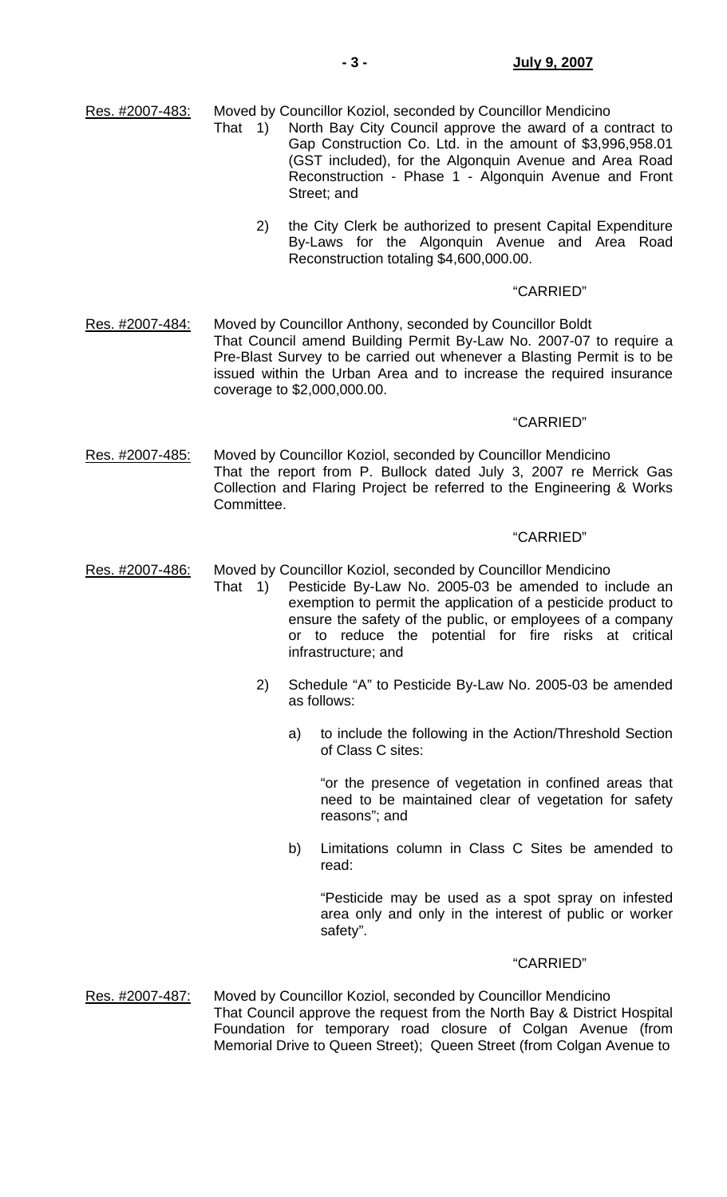Res. #2007-483: Moved by Councillor Koziol, seconded by Councillor Mendicino

That 1) North Bay City Council approve the award of a contract to Gap Construction Co. Ltd. in the amount of $3,996,958.01 (GST included), for the Algonquin Avenue and Area Road Reconstruction - Phase 1 - Algonquin Avenue and Front Street; and

2) the City Clerk be authorized to present Capital Expenditure By-Laws for the Algonquin Avenue and Area Road Reconstruction totaling $4,600,000.00.

"CARRIED"

Res. #2007-484: Moved by Councillor Anthony, seconded by Councillor Boldt

That Council amend Building Permit By-Law No. 2007-07 to require a Pre-Blast Survey to be carried out whenever a Blasting Permit is to be issued within the Urban Area and to increase the required insurance coverage to $2,000,000.00.

"CARRIED"

Res. #2007-485: Moved by Councillor Koziol, seconded by Councillor Mendicino

That the report from P. Bullock dated July 3, 2007 re Merrick Gas Collection and Flaring Project be referred to the Engineering & Works Committee.

"CARRIED"

Res. #2007-486: Moved by Councillor Koziol, seconded by Councillor Mendicino

That 1) Pesticide By-Law No. 2005-03 be amended to include an exemption to permit the application of a pesticide product to ensure the safety of the public, or employees of a company or to reduce the potential for fire risks at critical infrastructure; and

2) Schedule "A" to Pesticide By-Law No. 2005-03 be amended as follows:

a) to include the following in the Action/Threshold Section of Class C sites:

"or the presence of vegetation in confined areas that need to be maintained clear of vegetation for safety reasons"; and

b) Limitations column in Class C Sites be amended to read:

"Pesticide may be used as a spot spray on infested area only and only in the interest of public or worker safety".

"CARRIED"

Res. #2007-487: Moved by Councillor Koziol, seconded by Councillor Mendicino

That Council approve the request from the North Bay & District Hospital Foundation for temporary road closure of Colgan Avenue (from Memorial Drive to Queen Street); Queen Street (from Colgan Avenue to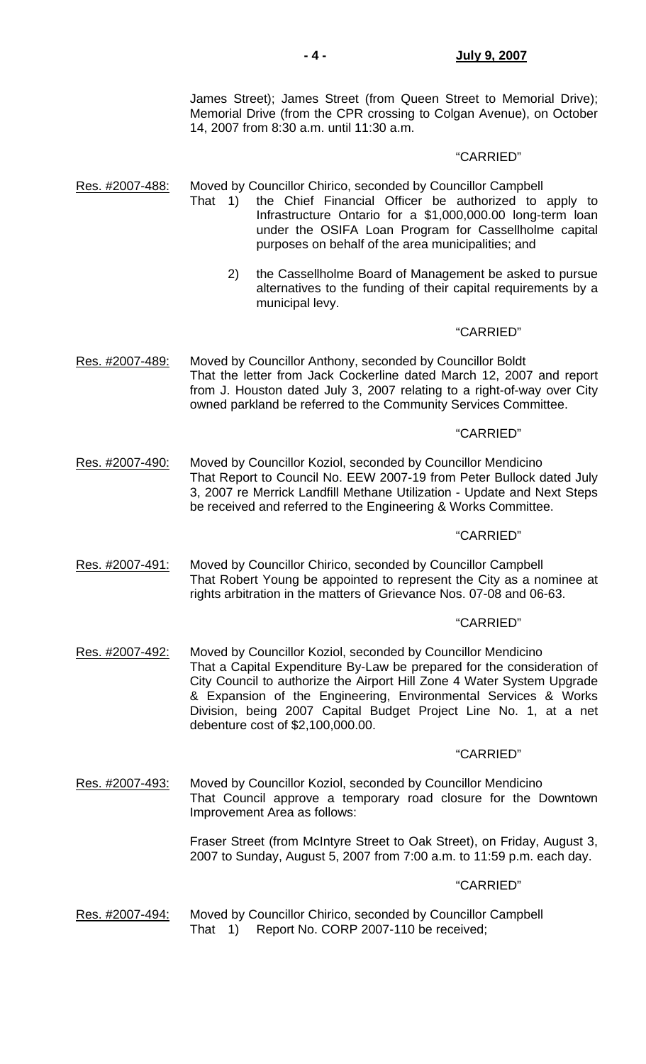James Street); James Street (from Queen Street to Memorial Drive); Memorial Drive (from the CPR crossing to Colgan Avenue), on October 14, 2007 from 8:30 a.m. until 11:30 a.m.

"CARRIED"

Res. #2007-488: Moved by Councillor Chirico, seconded by Councillor Campbell
That 1) the Chief Financial Officer be authorized to apply to Infrastructure Ontario for a $1,000,000.00 long-term loan under the OSIFA Loan Program for Cassellholme capital purposes on behalf of the area municipalities; and

2) the Cassellholme Board of Management be asked to pursue alternatives to the funding of their capital requirements by a municipal levy.

"CARRIED"

Res. #2007-489: Moved by Councillor Anthony, seconded by Councillor Boldt
That the letter from Jack Cockerline dated March 12, 2007 and report from J. Houston dated July 3, 2007 relating to a right-of-way over City owned parkland be referred to the Community Services Committee.

"CARRIED"

Res. #2007-490: Moved by Councillor Koziol, seconded by Councillor Mendicino
That Report to Council No. EEW 2007-19 from Peter Bullock dated July 3, 2007 re Merrick Landfill Methane Utilization - Update and Next Steps be received and referred to the Engineering & Works Committee.

"CARRIED"

Res. #2007-491: Moved by Councillor Chirico, seconded by Councillor Campbell
That Robert Young be appointed to represent the City as a nominee at rights arbitration in the matters of Grievance Nos. 07-08 and 06-63.

"CARRIED"

Res. #2007-492: Moved by Councillor Koziol, seconded by Councillor Mendicino
That a Capital Expenditure By-Law be prepared for the consideration of City Council to authorize the Airport Hill Zone 4 Water System Upgrade & Expansion of the Engineering, Environmental Services & Works Division, being 2007 Capital Budget Project Line No. 1, at a net debenture cost of $2,100,000.00.

"CARRIED"

Res. #2007-493: Moved by Councillor Koziol, seconded by Councillor Mendicino
That Council approve a temporary road closure for the Downtown Improvement Area as follows:

Fraser Street (from McIntyre Street to Oak Street), on Friday, August 3, 2007 to Sunday, August 5, 2007 from 7:00 a.m. to 11:59 p.m. each day.

"CARRIED"

Res. #2007-494: Moved by Councillor Chirico, seconded by Councillor Campbell
That 1) Report No. CORP 2007-110 be received;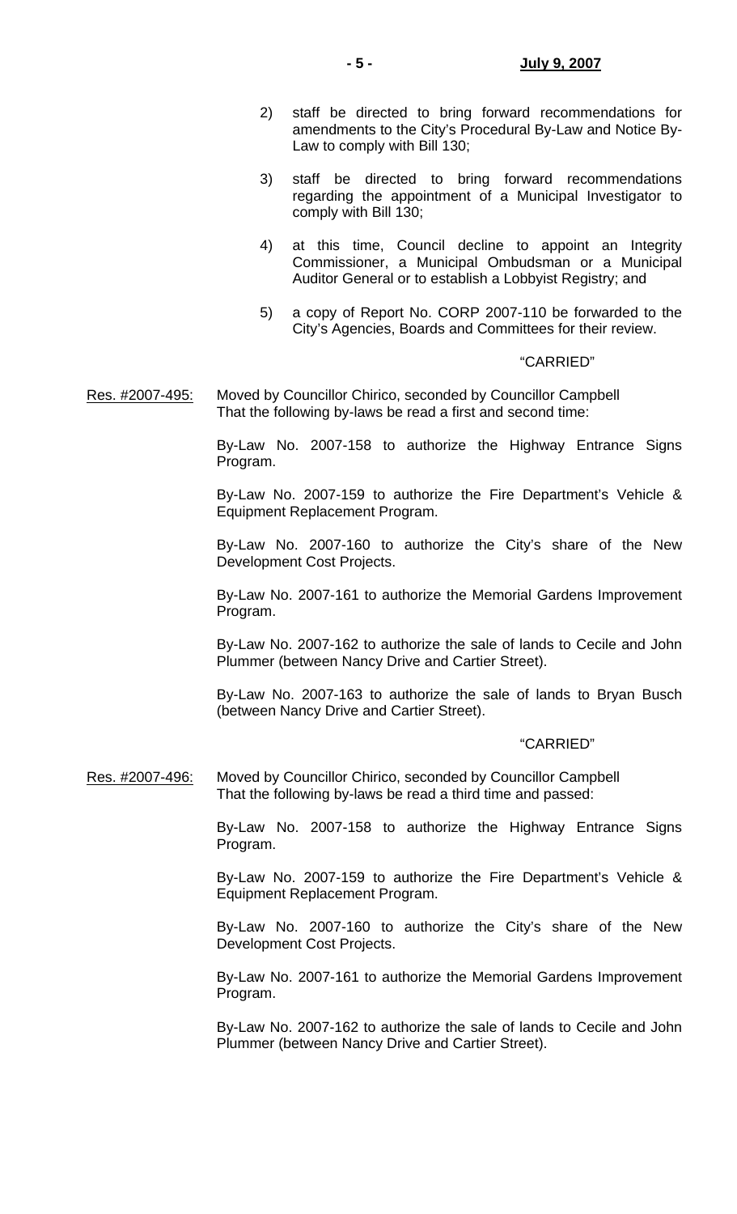2) staff be directed to bring forward recommendations for amendments to the City's Procedural By-Law and Notice By-Law to comply with Bill 130;

3) staff be directed to bring forward recommendations regarding the appointment of a Municipal Investigator to comply with Bill 130;

4) at this time, Council decline to appoint an Integrity Commissioner, a Municipal Ombudsman or a Municipal Auditor General or to establish a Lobbyist Registry; and

5) a copy of Report No. CORP 2007-110 be forwarded to the City's Agencies, Boards and Committees for their review.

"CARRIED"

Res. #2007-495: Moved by Councillor Chirico, seconded by Councillor Campbell
That the following by-laws be read a first and second time:

By-Law No. 2007-158 to authorize the Highway Entrance Signs Program.

By-Law No. 2007-159 to authorize the Fire Department's Vehicle & Equipment Replacement Program.

By-Law No. 2007-160 to authorize the City's share of the New Development Cost Projects.

By-Law No. 2007-161 to authorize the Memorial Gardens Improvement Program.

By-Law No. 2007-162 to authorize the sale of lands to Cecile and John Plummer (between Nancy Drive and Cartier Street).

By-Law No. 2007-163 to authorize the sale of lands to Bryan Busch (between Nancy Drive and Cartier Street).

"CARRIED"

Res. #2007-496: Moved by Councillor Chirico, seconded by Councillor Campbell
That the following by-laws be read a third time and passed:

By-Law No. 2007-158 to authorize the Highway Entrance Signs Program.

By-Law No. 2007-159 to authorize the Fire Department's Vehicle & Equipment Replacement Program.

By-Law No. 2007-160 to authorize the City's share of the New Development Cost Projects.

By-Law No. 2007-161 to authorize the Memorial Gardens Improvement Program.

By-Law No. 2007-162 to authorize the sale of lands to Cecile and John Plummer (between Nancy Drive and Cartier Street).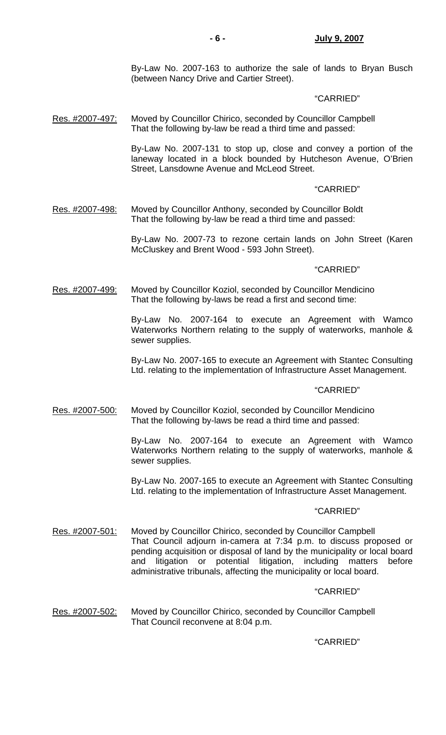By-Law No. 2007-163 to authorize the sale of lands to Bryan Busch (between Nancy Drive and Cartier Street).

"CARRIED"

Res. #2007-497: Moved by Councillor Chirico, seconded by Councillor Campbell
That the following by-law be read a third time and passed:

By-Law No. 2007-131 to stop up, close and convey a portion of the laneway located in a block bounded by Hutcheson Avenue, O'Brien Street, Lansdowne Avenue and McLeod Street.

"CARRIED"

Res. #2007-498: Moved by Councillor Anthony, seconded by Councillor Boldt
That the following by-law be read a third time and passed:

By-Law No. 2007-73 to rezone certain lands on John Street (Karen McCluskey and Brent Wood - 593 John Street).

"CARRIED"

Res. #2007-499: Moved by Councillor Koziol, seconded by Councillor Mendicino
That the following by-laws be read a first and second time:

By-Law No. 2007-164 to execute an Agreement with Wamco Waterworks Northern relating to the supply of waterworks, manhole & sewer supplies.

By-Law No. 2007-165 to execute an Agreement with Stantec Consulting Ltd. relating to the implementation of Infrastructure Asset Management.

"CARRIED"

Res. #2007-500: Moved by Councillor Koziol, seconded by Councillor Mendicino
That the following by-laws be read a third time and passed:

By-Law No. 2007-164 to execute an Agreement with Wamco Waterworks Northern relating to the supply of waterworks, manhole & sewer supplies.

By-Law No. 2007-165 to execute an Agreement with Stantec Consulting Ltd. relating to the implementation of Infrastructure Asset Management.

"CARRIED"

Res. #2007-501: Moved by Councillor Chirico, seconded by Councillor Campbell
That Council adjourn in-camera at 7:34 p.m. to discuss proposed or pending acquisition or disposal of land by the municipality or local board and litigation or potential litigation, including matters before administrative tribunals, affecting the municipality or local board.

"CARRIED"

Res. #2007-502: Moved by Councillor Chirico, seconded by Councillor Campbell
That Council reconvene at 8:04 p.m.

"CARRIED"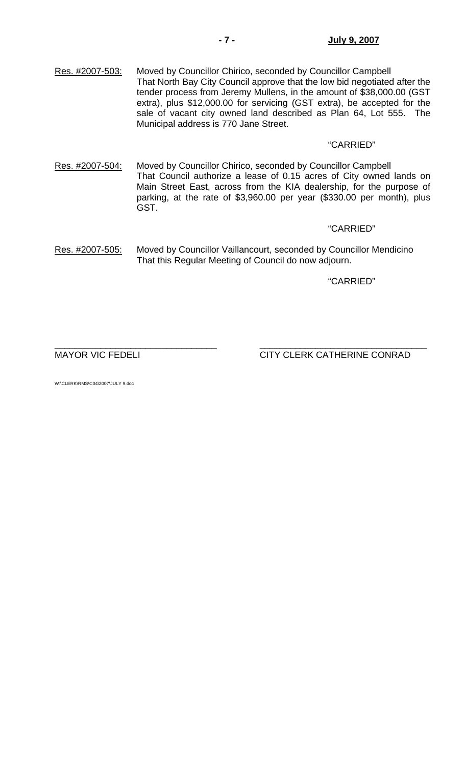Res. #2007-503: Moved by Councillor Chirico, seconded by Councillor Campbell
That North Bay City Council approve that the low bid negotiated after the tender process from Jeremy Mullens, in the amount of $38,000.00 (GST extra), plus $12,000.00 for servicing (GST extra), be accepted for the sale of vacant city owned land described as Plan 64, Lot 555. The Municipal address is 770 Jane Street.

"CARRIED"

Res. #2007-504: Moved by Councillor Chirico, seconded by Councillor Campbell
That Council authorize a lease of 0.15 acres of City owned lands on Main Street East, across from the KIA dealership, for the purpose of parking, at the rate of $3,960.00 per year ($330.00 per month), plus GST.

"CARRIED"

Res. #2007-505: Moved by Councillor Vaillancourt, seconded by Councillor Mendicino
That this Regular Meeting of Council do now adjourn.

"CARRIED"

\_\_\_\_\_\_\_\_\_\_\_\_\_\_\_\_\_\_\_\_\_\_\_\_\_\_\_\_\_\_\_\_
MAYOR VIC FEDELI

\_\_\_\_\_\_\_\_\_\_\_\_\_\_\_\_\_\_\_\_\_\_\_\_\_\_\_\_\_\_\_\_
CITY CLERK CATHERINE CONRAD

W:\CLERK\RMS\C04\2007\JULY 9.doc